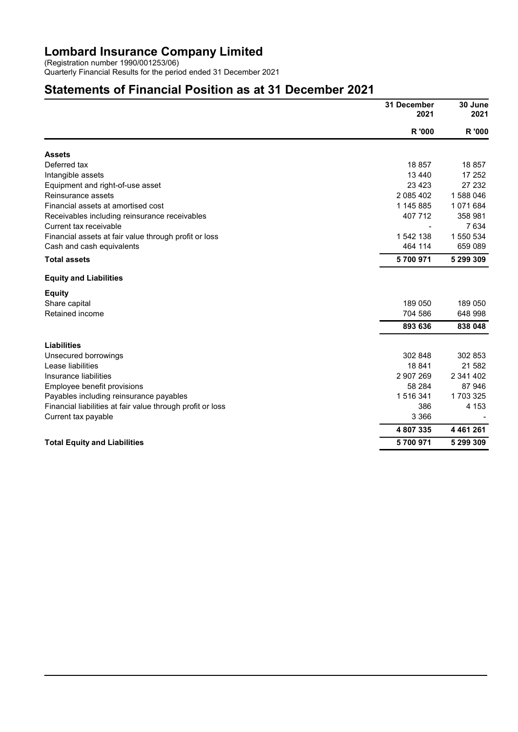# Lombard Insurance Company Limited

(Registration number 1990/001253/06)
Quarterly Financial Results for the period ended 31 December 2021

## Statements of Financial Position as at 31 December 2021

| | 31 December 2021 | 30 June 2021 |
|---|---|---|
| | R '000 | R '000 |
| **Assets** | | |
| Deferred tax | 18 857 | 18 857 |
| Intangible assets | 13 440 | 17 252 |
| Equipment and right-of-use asset | 23 423 | 27 232 |
| Reinsurance assets | 2 085 402 | 1 588 046 |
| Financial assets at amortised cost | 1 145 885 | 1 071 684 |
| Receivables including reinsurance receivables | 407 712 | 358 981 |
| Current tax receivable | - | 7 634 |
| Financial assets at fair value through profit or loss | 1 542 138 | 1 550 534 |
| Cash and cash equivalents | 464 114 | 659 089 |
| **Total assets** | **5 700 971** | **5 299 309** |
| **Equity and Liabilities** | | |
| **Equity** | | |
| Share capital | 189 050 | 189 050 |
| Retained income | 704 586 | 648 998 |
| | **893 636** | **838 048** |
| **Liabilities** | | |
| Unsecured borrowings | 302 848 | 302 853 |
| Lease liabilities | 18 841 | 21 582 |
| Insurance liabilities | 2 907 269 | 2 341 402 |
| Employee benefit provisions | 58 284 | 87 946 |
| Payables including reinsurance payables | 1 516 341 | 1 703 325 |
| Financial liabilities at fair value through profit or loss | 386 | 4 153 |
| Current tax payable | 3 366 | - |
| | **4 807 335** | **4 461 261** |
| **Total Equity and Liabilities** | **5 700 971** | **5 299 309** |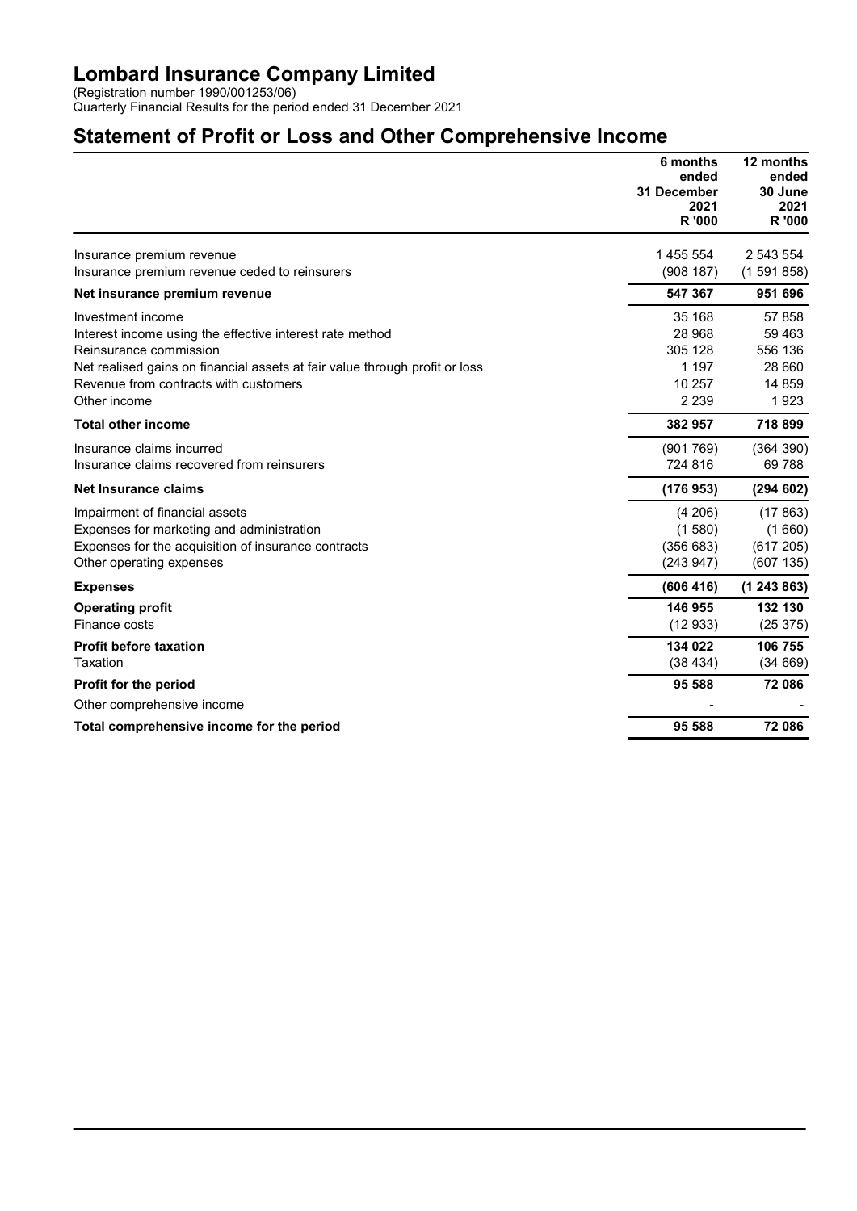# Lombard Insurance Company Limited

(Registration number 1990/001253/06)
Quarterly Financial Results for the period ended 31 December 2021

## Statement of Profit or Loss and Other Comprehensive Income

| | 6 months ended 31 December 2021 R '000 | 12 months ended 30 June 2021 R '000 |
|---|---|---|
| Insurance premium revenue | 1 455 554 | 2 543 554 |
| Insurance premium revenue ceded to reinsurers | (908 187) | (1 591 858) |
| **Net insurance premium revenue** | **547 367** | **951 696** |
| Investment income | 35 168 | 57 858 |
| Interest income using the effective interest rate method | 28 968 | 59 463 |
| Reinsurance commission | 305 128 | 556 136 |
| Net realised gains on financial assets at fair value through profit or loss | 1 197 | 28 660 |
| Revenue from contracts with customers | 10 257 | 14 859 |
| Other income | 2 239 | 1 923 |
| **Total other income** | **382 957** | **718 899** |
| Insurance claims incurred | (901 769) | (364 390) |
| Insurance claims recovered from reinsurers | 724 816 | 69 788 |
| **Net Insurance claims** | **(176 953)** | **(294 602)** |
| Impairment of financial assets | (4 206) | (17 863) |
| Expenses for marketing and administration | (1 580) | (1 660) |
| Expenses for the acquisition of insurance contracts | (356 683) | (617 205) |
| Other operating expenses | (243 947) | (607 135) |
| **Expenses** | **(606 416)** | **(1 243 863)** |
| **Operating profit** | **146 955** | **132 130** |
| Finance costs | (12 933) | (25 375) |
| **Profit before taxation** | **134 022** | **106 755** |
| Taxation | (38 434) | (34 669) |
| **Profit for the period** | **95 588** | **72 086** |
| Other comprehensive income | - | - |
| **Total comprehensive income for the period** | **95 588** | **72 086** |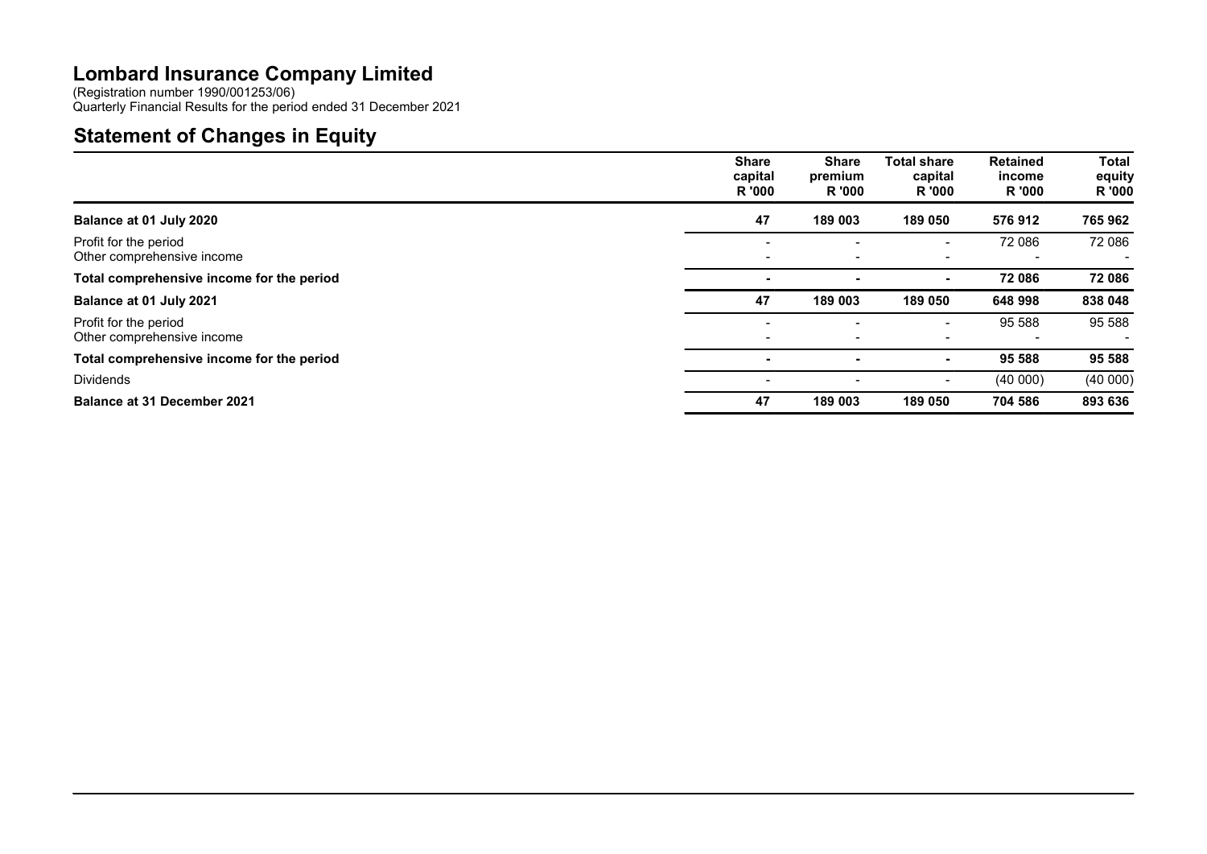# Lombard Insurance Company Limited

(Registration number 1990/001253/06)
Quarterly Financial Results for the period ended 31 December 2021

## Statement of Changes in Equity

| | Share capital R '000 | Share premium R '000 | Total share capital R '000 | Retained income R '000 | Total equity R '000 |
|---|---|---|---|---|---|
| **Balance at 01 July 2020** | **47** | **189 003** | **189 050** | **576 912** | **765 962** |
| Profit for the period | - | - | - | 72 086 | 72 086 |
| Other comprehensive income | - | - | - | - | - |
| **Total comprehensive income for the period** | **-** | **-** | **-** | **72 086** | **72 086** |
| **Balance at 01 July 2021** | **47** | **189 003** | **189 050** | **648 998** | **838 048** |
| Profit for the period | - | - | - | 95 588 | 95 588 |
| Other comprehensive income | - | - | - | - | - |
| **Total comprehensive income for the period** | **-** | **-** | **-** | **95 588** | **95 588** |
| Dividends | - | - | - | (40 000) | (40 000) |
| **Balance at 31 December 2021** | **47** | **189 003** | **189 050** | **704 586** | **893 636** |